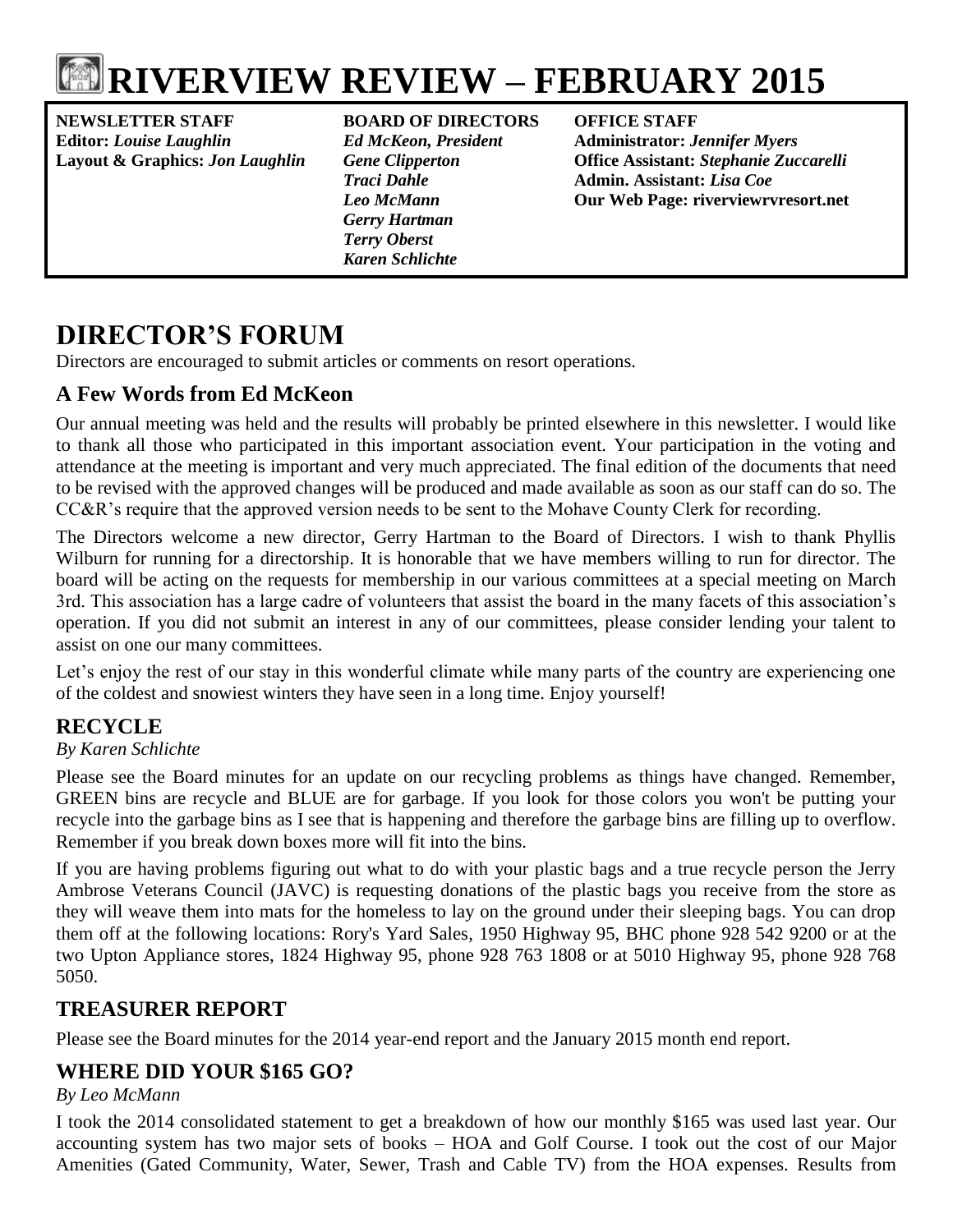# RIVERVIEW REVIEW – FEBRUARY 2015

**NEWSLETTER STAFF**
**Editor:** ***Louise Laughlin***
**Layout & Graphics:** ***Jon Laughlin***

**BOARD OF DIRECTORS**
***Ed McKeon, President***
***Gene Clipperton***
***Traci Dahle***
***Leo McMann***
***Gerry Hartman***
***Terry Oberst***
***Karen Schlichte***

**OFFICE STAFF**
**Administrator:** ***Jennifer Myers***
**Office Assistant:** ***Stephanie Zuccarelli***
**Admin. Assistant:** ***Lisa Coe***
**Our Web Page: riverviewrvresort.net**

## DIRECTOR'S FORUM

Directors are encouraged to submit articles or comments on resort operations.

### A Few Words from Ed McKeon

Our annual meeting was held and the results will probably be printed elsewhere in this newsletter. I would like to thank all those who participated in this important association event. Your participation in the voting and attendance at the meeting is important and very much appreciated. The final edition of the documents that need to be revised with the approved changes will be produced and made available as soon as our staff can do so. The CC&R's require that the approved version needs to be sent to the Mohave County Clerk for recording.

The Directors welcome a new director, Gerry Hartman to the Board of Directors. I wish to thank Phyllis Wilburn for running for a directorship. It is honorable that we have members willing to run for director. The board will be acting on the requests for membership in our various committees at a special meeting on March 3rd. This association has a large cadre of volunteers that assist the board in the many facets of this association's operation. If you did not submit an interest in any of our committees, please consider lending your talent to assist on one our many committees.

Let's enjoy the rest of our stay in this wonderful climate while many parts of the country are experiencing one of the coldest and snowiest winters they have seen in a long time. Enjoy yourself!

### RECYCLE

*By Karen Schlichte*

Please see the Board minutes for an update on our recycling problems as things have changed. Remember, GREEN bins are recycle and BLUE are for garbage. If you look for those colors you won't be putting your recycle into the garbage bins as I see that is happening and therefore the garbage bins are filling up to overflow. Remember if you break down boxes more will fit into the bins.

If you are having problems figuring out what to do with your plastic bags and a true recycle person the Jerry Ambrose Veterans Council (JAVC) is requesting donations of the plastic bags you receive from the store as they will weave them into mats for the homeless to lay on the ground under their sleeping bags. You can drop them off at the following locations: Rory's Yard Sales, 1950 Highway 95, BHC phone 928 542 9200 or at the two Upton Appliance stores, 1824 Highway 95, phone 928 763 1808 or at 5010 Highway 95, phone 928 768 5050.

### TREASURER REPORT

Please see the Board minutes for the 2014 year-end report and the January 2015 month end report.

### WHERE DID YOUR $165 GO?

*By Leo McMann*

I took the 2014 consolidated statement to get a breakdown of how our monthly $165 was used last year. Our accounting system has two major sets of books – HOA and Golf Course. I took out the cost of our Major Amenities (Gated Community, Water, Sewer, Trash and Cable TV) from the HOA expenses. Results from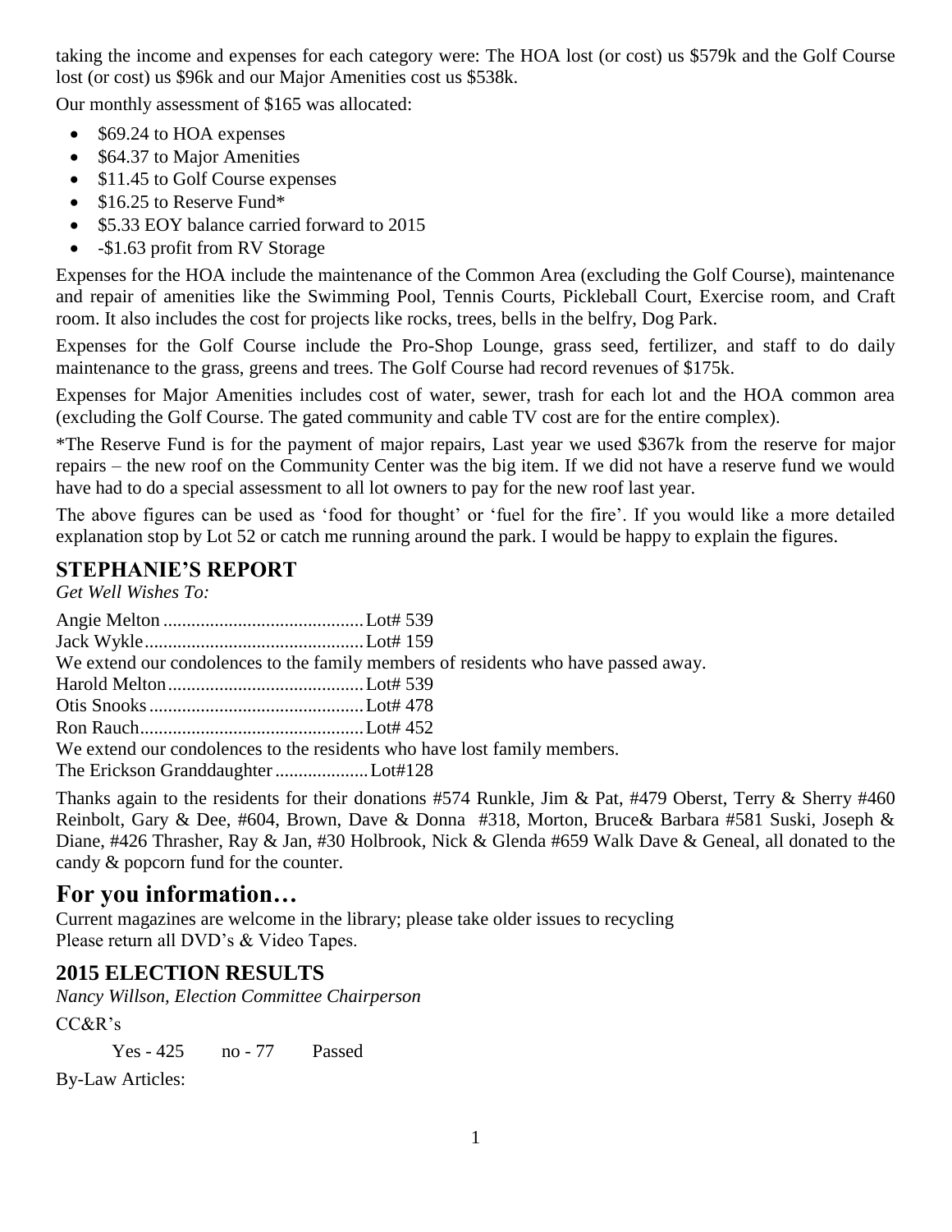taking the income and expenses for each category were: The HOA lost (or cost) us $579k and the Golf Course lost (or cost) us $96k and our Major Amenities cost us $538k.

Our monthly assessment of $165 was allocated:

- $69.24 to HOA expenses
- $64.37 to Major Amenities
- $11.45 to Golf Course expenses
- $16.25 to Reserve Fund*
- $5.33 EOY balance carried forward to 2015
- -$1.63 profit from RV Storage

Expenses for the HOA include the maintenance of the Common Area (excluding the Golf Course), maintenance and repair of amenities like the Swimming Pool, Tennis Courts, Pickleball Court, Exercise room, and Craft room. It also includes the cost for projects like rocks, trees, bells in the belfry, Dog Park.

Expenses for the Golf Course include the Pro-Shop Lounge, grass seed, fertilizer, and staff to do daily maintenance to the grass, greens and trees. The Golf Course had record revenues of $175k.

Expenses for Major Amenities includes cost of water, sewer, trash for each lot and the HOA common area (excluding the Golf Course. The gated community and cable TV cost are for the entire complex).

*The Reserve Fund is for the payment of major repairs, Last year we used $367k from the reserve for major repairs – the new roof on the Community Center was the big item. If we did not have a reserve fund we would have had to do a special assessment to all lot owners to pay for the new roof last year.

The above figures can be used as 'food for thought' or 'fuel for the fire'. If you would like a more detailed explanation stop by Lot 52 or catch me running around the park. I would be happy to explain the figures.

## STEPHANIE'S REPORT

*Get Well Wishes To:*

Angie Melton .......................................... Lot# 539
Jack Wykle .............................................. Lot# 159

We extend our condolences to the family members of residents who have passed away.

Harold Melton .......................................... Lot# 539
Otis Snooks ............................................. Lot# 478
Ron Rauch ............................................... Lot# 452

We extend our condolences to the residents who have lost family members.

The Erickson Granddaughter ................... Lot#128

Thanks again to the residents for their donations #574 Runkle, Jim & Pat, #479 Oberst, Terry & Sherry #460 Reinbolt, Gary & Dee, #604, Brown, Dave & Donna #318, Morton, Bruce& Barbara #581 Suski, Joseph & Diane, #426 Thrasher, Ray & Jan, #30 Holbrook, Nick & Glenda #659 Walk Dave & Geneal, all donated to the candy & popcorn fund for the counter.

# For you information…

Current magazines are welcome in the library; please take older issues to recycling
Please return all DVD's & Video Tapes.

## 2015 ELECTION RESULTS

*Nancy Willson, Election Committee Chairperson*

CC&R's

Yes - 425 no - 77 Passed

By-Law Articles: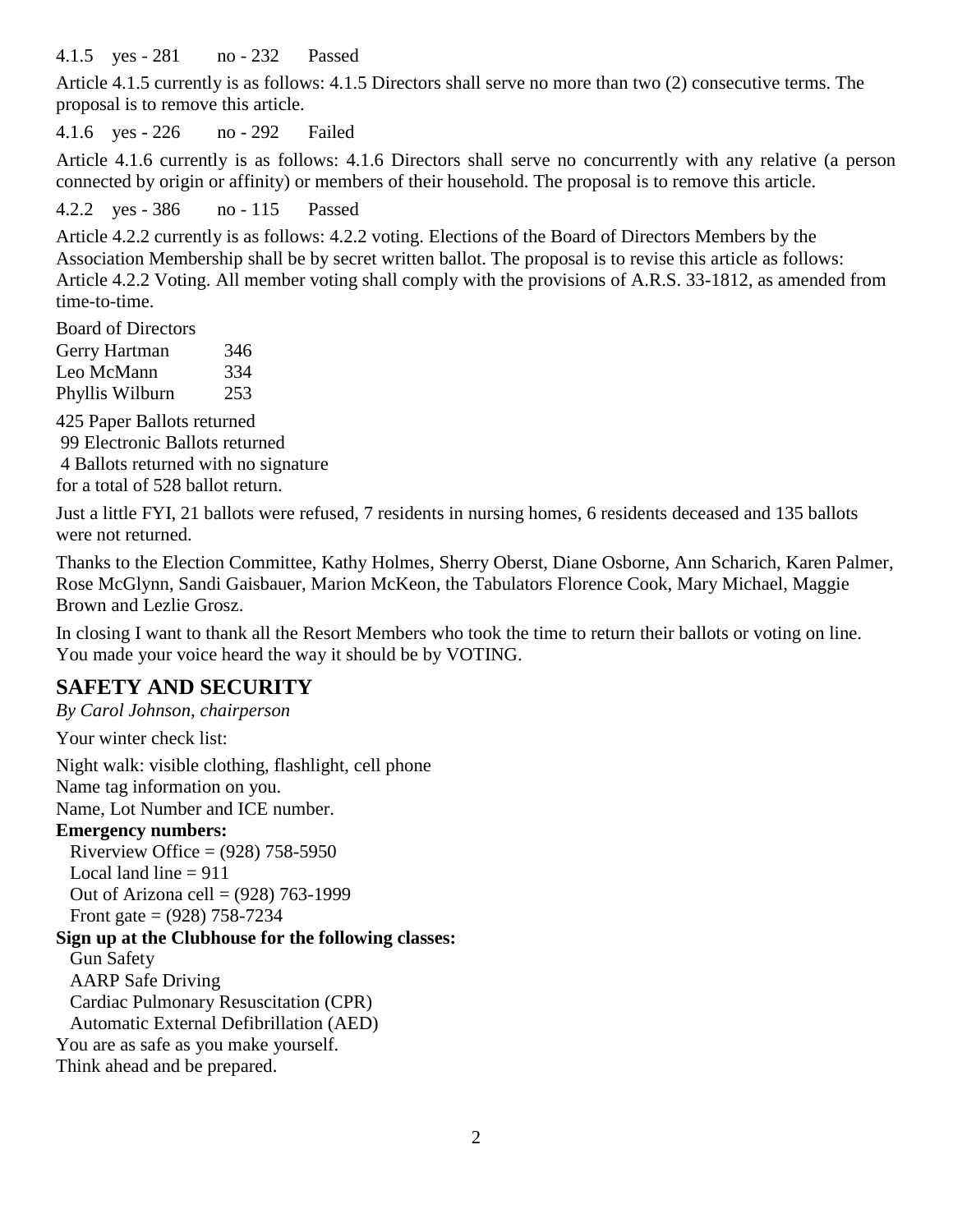4.1.5 yes - 281 no - 232 Passed

Article 4.1.5 currently is as follows: 4.1.5 Directors shall serve no more than two (2) consecutive terms. The proposal is to remove this article.

4.1.6 yes - 226 no - 292 Failed

Article 4.1.6 currently is as follows: 4.1.6 Directors shall serve no concurrently with any relative (a person connected by origin or affinity) or members of their household. The proposal is to remove this article.

4.2.2 yes - 386 no - 115 Passed

Article 4.2.2 currently is as follows: 4.2.2 voting. Elections of the Board of Directors Members by the Association Membership shall be by secret written ballot. The proposal is to revise this article as follows: Article 4.2.2 Voting. All member voting shall comply with the provisions of A.R.S. 33-1812, as amended from time-to-time.

Board of Directors

| | |
|---|---|
| Gerry Hartman | 346 |
| Leo McMann | 334 |
| Phyllis Wilburn | 253 |

425 Paper Ballots returned
99 Electronic Ballots returned
4 Ballots returned with no signature
for a total of 528 ballot return.

Just a little FYI, 21 ballots were refused, 7 residents in nursing homes, 6 residents deceased and 135 ballots were not returned.

Thanks to the Election Committee, Kathy Holmes, Sherry Oberst, Diane Osborne, Ann Scharich, Karen Palmer, Rose McGlynn, Sandi Gaisbauer, Marion McKeon, the Tabulators Florence Cook, Mary Michael, Maggie Brown and Lezlie Grosz.

In closing I want to thank all the Resort Members who took the time to return their ballots or voting on line. You made your voice heard the way it should be by VOTING.

## SAFETY AND SECURITY

*By Carol Johnson, chairperson*

Your winter check list:

Night walk: visible clothing, flashlight, cell phone
Name tag information on you.
Name, Lot Number and ICE number.

**Emergency numbers:**

Riverview Office = (928) 758-5950
Local land line = 911
Out of Arizona cell = (928) 763-1999
Front gate = (928) 758-7234

**Sign up at the Clubhouse for the following classes:**

Gun Safety
AARP Safe Driving
Cardiac Pulmonary Resuscitation (CPR)
Automatic External Defibrillation (AED)

You are as safe as you make yourself.
Think ahead and be prepared.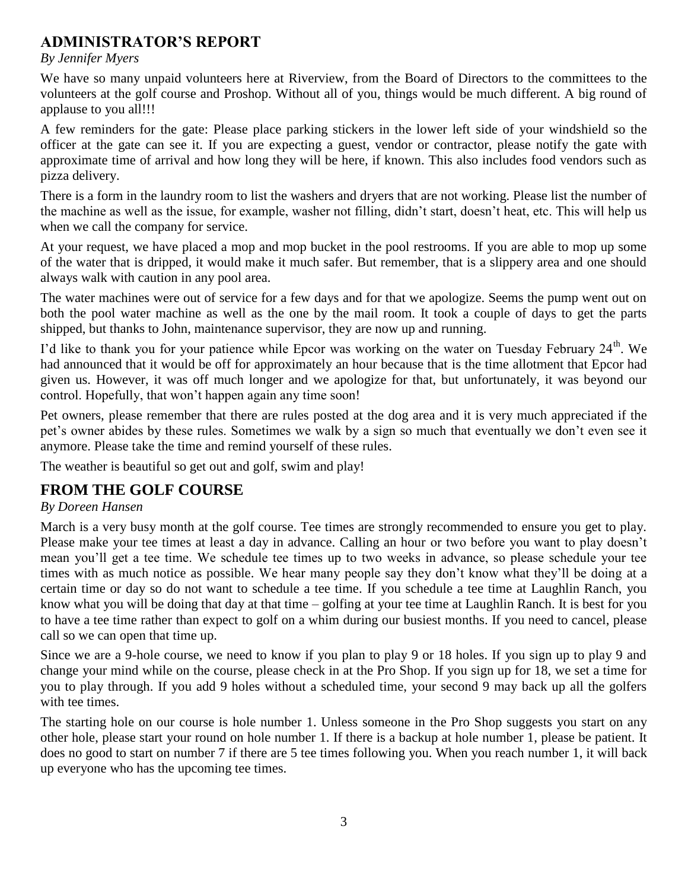## ADMINISTRATOR'S REPORT

*By Jennifer Myers*

We have so many unpaid volunteers here at Riverview, from the Board of Directors to the committees to the volunteers at the golf course and Proshop. Without all of you, things would be much different. A big round of applause to you all!!!

A few reminders for the gate: Please place parking stickers in the lower left side of your windshield so the officer at the gate can see it. If you are expecting a guest, vendor or contractor, please notify the gate with approximate time of arrival and how long they will be here, if known. This also includes food vendors such as pizza delivery.

There is a form in the laundry room to list the washers and dryers that are not working. Please list the number of the machine as well as the issue, for example, washer not filling, didn't start, doesn't heat, etc. This will help us when we call the company for service.

At your request, we have placed a mop and mop bucket in the pool restrooms. If you are able to mop up some of the water that is dripped, it would make it much safer. But remember, that is a slippery area and one should always walk with caution in any pool area.

The water machines were out of service for a few days and for that we apologize. Seems the pump went out on both the pool water machine as well as the one by the mail room. It took a couple of days to get the parts shipped, but thanks to John, maintenance supervisor, they are now up and running.

I'd like to thank you for your patience while Epcor was working on the water on Tuesday February 24th. We had announced that it would be off for approximately an hour because that is the time allotment that Epcor had given us. However, it was off much longer and we apologize for that, but unfortunately, it was beyond our control. Hopefully, that won't happen again any time soon!

Pet owners, please remember that there are rules posted at the dog area and it is very much appreciated if the pet's owner abides by these rules. Sometimes we walk by a sign so much that eventually we don't even see it anymore. Please take the time and remind yourself of these rules.

The weather is beautiful so get out and golf, swim and play!

## FROM THE GOLF COURSE

*By Doreen Hansen*

March is a very busy month at the golf course. Tee times are strongly recommended to ensure you get to play. Please make your tee times at least a day in advance. Calling an hour or two before you want to play doesn't mean you'll get a tee time. We schedule tee times up to two weeks in advance, so please schedule your tee times with as much notice as possible. We hear many people say they don't know what they'll be doing at a certain time or day so do not want to schedule a tee time. If you schedule a tee time at Laughlin Ranch, you know what you will be doing that day at that time – golfing at your tee time at Laughlin Ranch. It is best for you to have a tee time rather than expect to golf on a whim during our busiest months. If you need to cancel, please call so we can open that time up.

Since we are a 9-hole course, we need to know if you plan to play 9 or 18 holes. If you sign up to play 9 and change your mind while on the course, please check in at the Pro Shop. If you sign up for 18, we set a time for you to play through. If you add 9 holes without a scheduled time, your second 9 may back up all the golfers with tee times.

The starting hole on our course is hole number 1. Unless someone in the Pro Shop suggests you start on any other hole, please start your round on hole number 1. If there is a backup at hole number 1, please be patient. It does no good to start on number 7 if there are 5 tee times following you. When you reach number 1, it will back up everyone who has the upcoming tee times.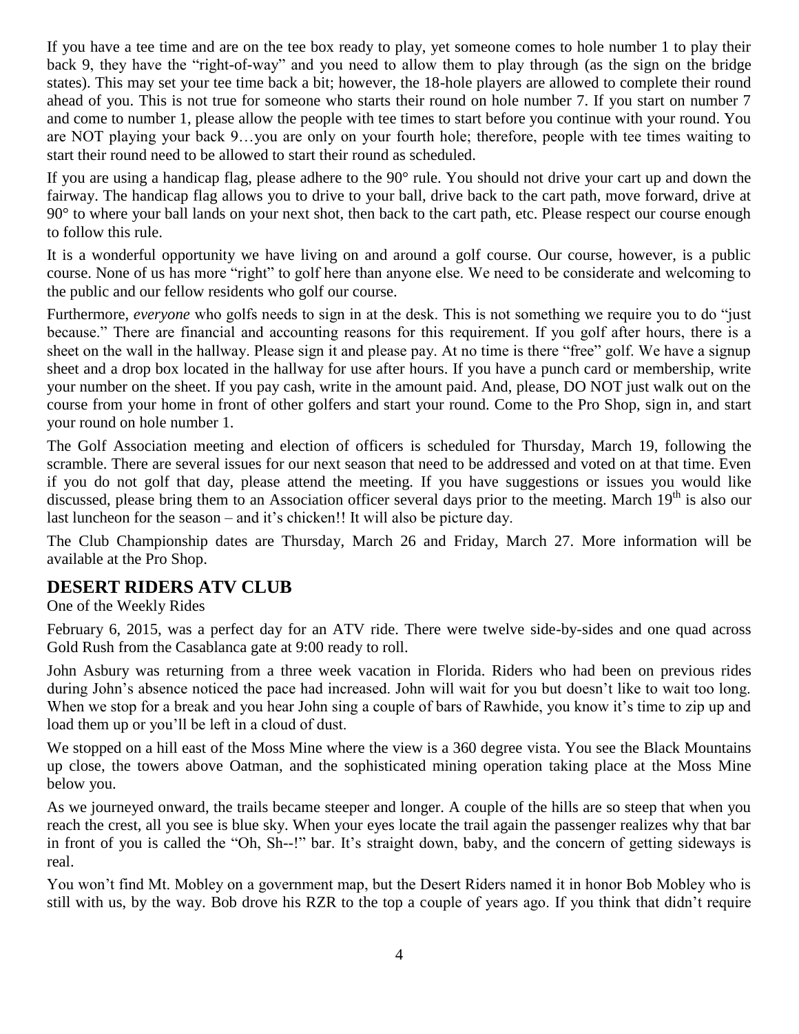If you have a tee time and are on the tee box ready to play, yet someone comes to hole number 1 to play their back 9, they have the "right-of-way" and you need to allow them to play through (as the sign on the bridge states). This may set your tee time back a bit; however, the 18-hole players are allowed to complete their round ahead of you. This is not true for someone who starts their round on hole number 7. If you start on number 7 and come to number 1, please allow the people with tee times to start before you continue with your round. You are NOT playing your back 9…you are only on your fourth hole; therefore, people with tee times waiting to start their round need to be allowed to start their round as scheduled.

If you are using a handicap flag, please adhere to the 90° rule. You should not drive your cart up and down the fairway. The handicap flag allows you to drive to your ball, drive back to the cart path, move forward, drive at 90° to where your ball lands on your next shot, then back to the cart path, etc. Please respect our course enough to follow this rule.

It is a wonderful opportunity we have living on and around a golf course. Our course, however, is a public course. None of us has more "right" to golf here than anyone else. We need to be considerate and welcoming to the public and our fellow residents who golf our course.

Furthermore, *everyone* who golfs needs to sign in at the desk. This is not something we require you to do "just because." There are financial and accounting reasons for this requirement. If you golf after hours, there is a sheet on the wall in the hallway. Please sign it and please pay. At no time is there "free" golf. We have a signup sheet and a drop box located in the hallway for use after hours. If you have a punch card or membership, write your number on the sheet. If you pay cash, write in the amount paid. And, please, DO NOT just walk out on the course from your home in front of other golfers and start your round. Come to the Pro Shop, sign in, and start your round on hole number 1.

The Golf Association meeting and election of officers is scheduled for Thursday, March 19, following the scramble. There are several issues for our next season that need to be addressed and voted on at that time. Even if you do not golf that day, please attend the meeting. If you have suggestions or issues you would like discussed, please bring them to an Association officer several days prior to the meeting. March 19th is also our last luncheon for the season – and it's chicken!! It will also be picture day.

The Club Championship dates are Thursday, March 26 and Friday, March 27. More information will be available at the Pro Shop.

## DESERT RIDERS ATV CLUB

One of the Weekly Rides

February 6, 2015, was a perfect day for an ATV ride. There were twelve side-by-sides and one quad across Gold Rush from the Casablanca gate at 9:00 ready to roll.

John Asbury was returning from a three week vacation in Florida. Riders who had been on previous rides during John's absence noticed the pace had increased. John will wait for you but doesn't like to wait too long. When we stop for a break and you hear John sing a couple of bars of Rawhide, you know it's time to zip up and load them up or you'll be left in a cloud of dust.

We stopped on a hill east of the Moss Mine where the view is a 360 degree vista. You see the Black Mountains up close, the towers above Oatman, and the sophisticated mining operation taking place at the Moss Mine below you.

As we journeyed onward, the trails became steeper and longer. A couple of the hills are so steep that when you reach the crest, all you see is blue sky. When your eyes locate the trail again the passenger realizes why that bar in front of you is called the "Oh, Sh--!" bar. It's straight down, baby, and the concern of getting sideways is real.

You won't find Mt. Mobley on a government map, but the Desert Riders named it in honor Bob Mobley who is still with us, by the way. Bob drove his RZR to the top a couple of years ago. If you think that didn't require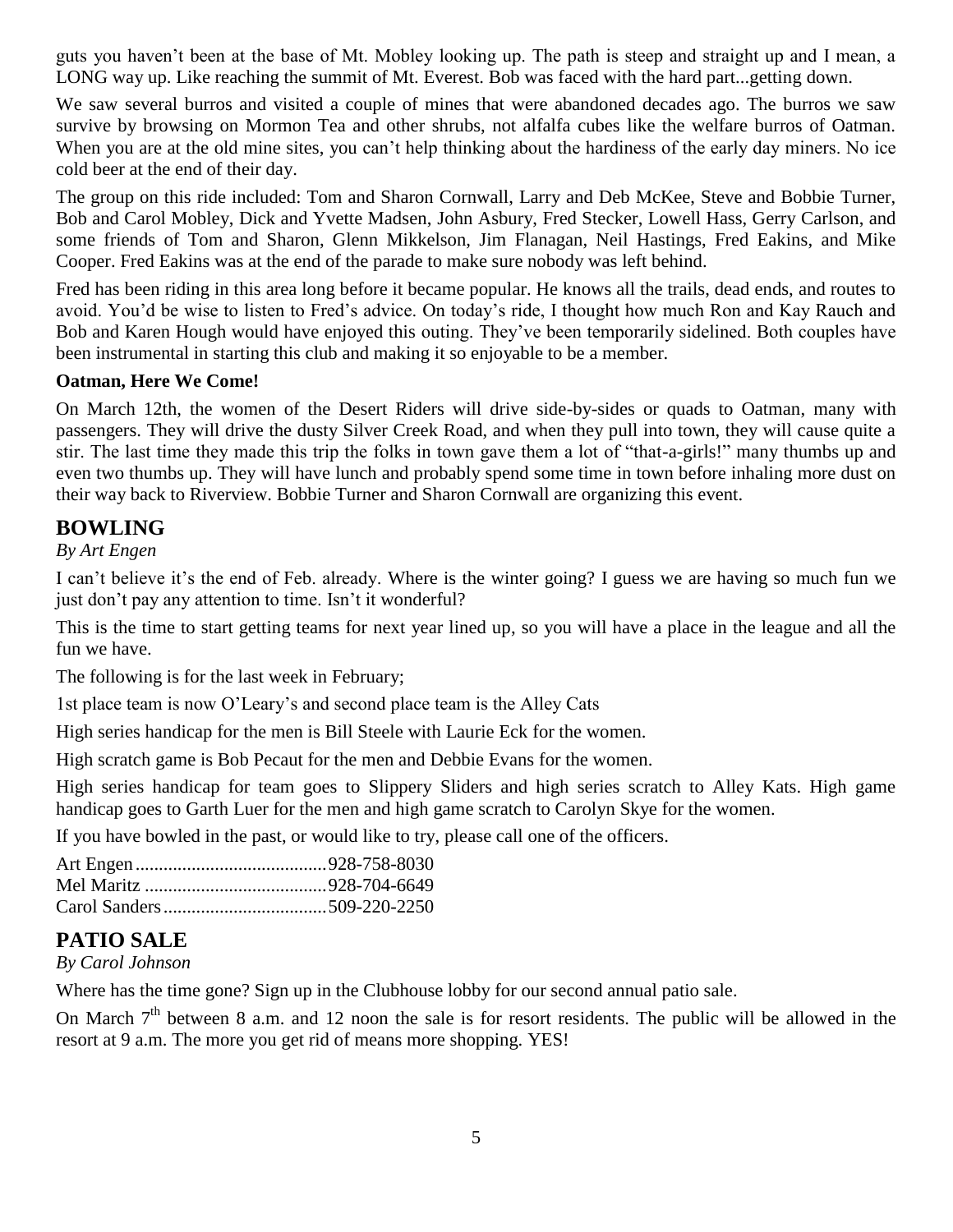guts you haven't been at the base of Mt. Mobley looking up. The path is steep and straight up and I mean, a LONG way up. Like reaching the summit of Mt. Everest. Bob was faced with the hard part...getting down.

We saw several burros and visited a couple of mines that were abandoned decades ago. The burros we saw survive by browsing on Mormon Tea and other shrubs, not alfalfa cubes like the welfare burros of Oatman. When you are at the old mine sites, you can't help thinking about the hardiness of the early day miners. No ice cold beer at the end of their day.

The group on this ride included: Tom and Sharon Cornwall, Larry and Deb McKee, Steve and Bobbie Turner, Bob and Carol Mobley, Dick and Yvette Madsen, John Asbury, Fred Stecker, Lowell Hass, Gerry Carlson, and some friends of Tom and Sharon, Glenn Mikkelson, Jim Flanagan, Neil Hastings, Fred Eakins, and Mike Cooper. Fred Eakins was at the end of the parade to make sure nobody was left behind.

Fred has been riding in this area long before it became popular. He knows all the trails, dead ends, and routes to avoid. You'd be wise to listen to Fred's advice. On today's ride, I thought how much Ron and Kay Rauch and Bob and Karen Hough would have enjoyed this outing. They've been temporarily sidelined. Both couples have been instrumental in starting this club and making it so enjoyable to be a member.

**Oatman, Here We Come!**

On March 12th, the women of the Desert Riders will drive side-by-sides or quads to Oatman, many with passengers. They will drive the dusty Silver Creek Road, and when they pull into town, they will cause quite a stir. The last time they made this trip the folks in town gave them a lot of "that-a-girls!" many thumbs up and even two thumbs up. They will have lunch and probably spend some time in town before inhaling more dust on their way back to Riverview. Bobbie Turner and Sharon Cornwall are organizing this event.

## BOWLING

*By Art Engen*

I can't believe it's the end of Feb. already. Where is the winter going? I guess we are having so much fun we just don't pay any attention to time. Isn't it wonderful?

This is the time to start getting teams for next year lined up, so you will have a place in the league and all the fun we have.

The following is for the last week in February;

1st place team is now O'Leary's and second place team is the Alley Cats

High series handicap for the men is Bill Steele with Laurie Eck for the women.

High scratch game is Bob Pecaut for the men and Debbie Evans for the women.

High series handicap for team goes to Slippery Sliders and high series scratch to Alley Kats. High game handicap goes to Garth Luer for the men and high game scratch to Carolyn Skye for the women.

If you have bowled in the past, or would like to try, please call one of the officers.

Art Engen........................................928-758-8030
Mel Maritz ......................................928-704-6649
Carol Sanders..................................509-220-2250

## PATIO SALE

*By Carol Johnson*

Where has the time gone? Sign up in the Clubhouse lobby for our second annual patio sale.

On March 7th between 8 a.m. and 12 noon the sale is for resort residents. The public will be allowed in the resort at 9 a.m. The more you get rid of means more shopping. YES!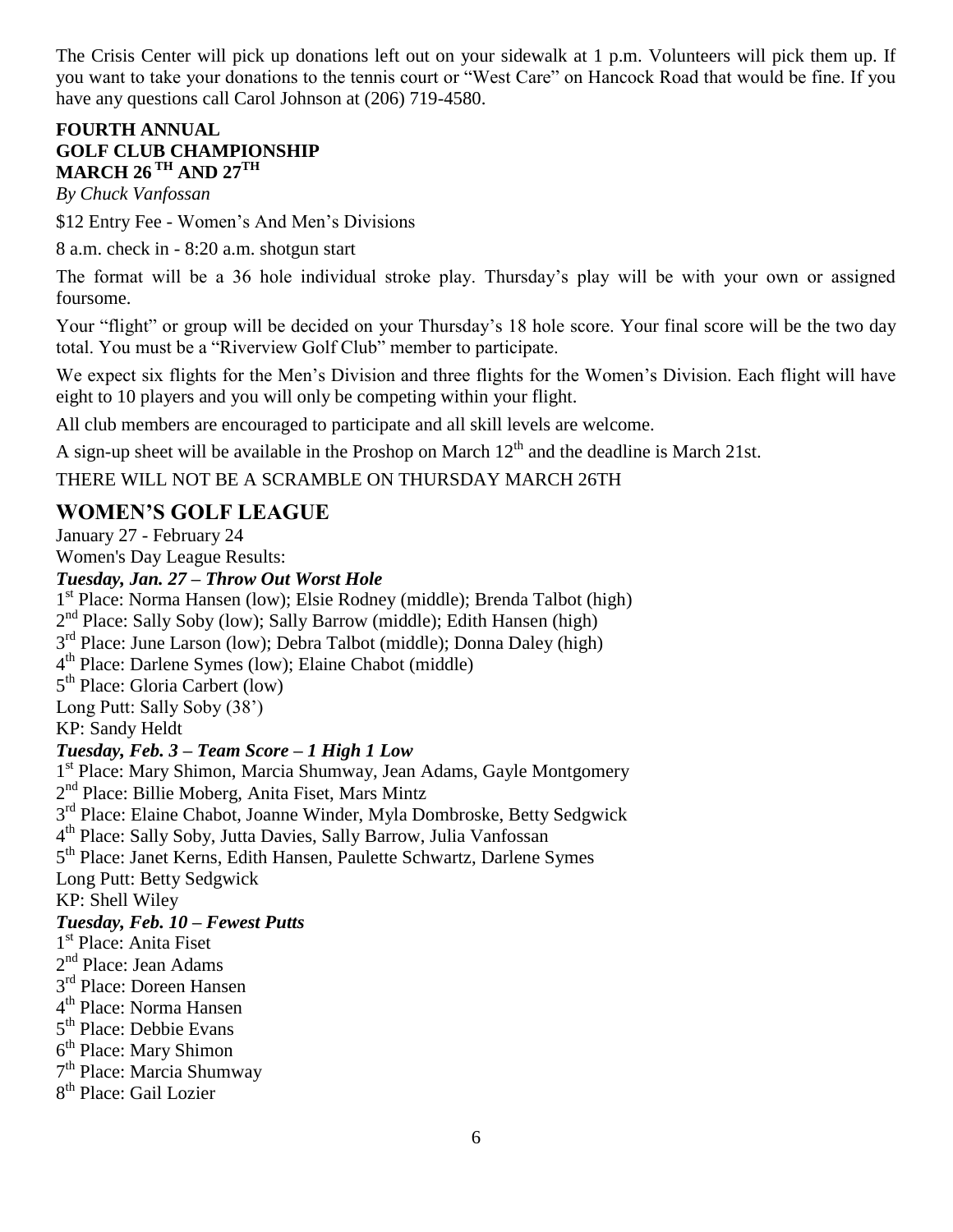The Crisis Center will pick up donations left out on your sidewalk at 1 p.m. Volunteers will pick them up. If you want to take your donations to the tennis court or "West Care" on Hancock Road that would be fine. If you have any questions call Carol Johnson at (206) 719-4580.

**FOURTH ANNUAL**
**GOLF CLUB CHAMPIONSHIP**
**MARCH 26$^{TH}$ AND 27$^{TH}$**

*By Chuck Vanfossan*

$12 Entry Fee - Women's And Men's Divisions

8 a.m. check in - 8:20 a.m. shotgun start

The format will be a 36 hole individual stroke play. Thursday's play will be with your own or assigned foursome.

Your "flight" or group will be decided on your Thursday's 18 hole score. Your final score will be the two day total. You must be a "Riverview Golf Club" member to participate.

We expect six flights for the Men's Division and three flights for the Women's Division. Each flight will have eight to 10 players and you will only be competing within your flight.

All club members are encouraged to participate and all skill levels are welcome.

A sign-up sheet will be available in the Proshop on March 12$^{th}$ and the deadline is March 21st.

THERE WILL NOT BE A SCRAMBLE ON THURSDAY MARCH 26TH

## WOMEN'S GOLF LEAGUE

January 27 - February 24

Women's Day League Results:

***Tuesday, Jan. 27 – Throw Out Worst Hole***

1$^{st}$ Place: Norma Hansen (low); Elsie Rodney (middle); Brenda Talbot (high)
2$^{nd}$ Place: Sally Soby (low); Sally Barrow (middle); Edith Hansen (high)
3$^{rd}$ Place: June Larson (low); Debra Talbot (middle); Donna Daley (high)
4$^{th}$ Place: Darlene Symes (low); Elaine Chabot (middle)
5$^{th}$ Place: Gloria Carbert (low)
Long Putt: Sally Soby (38')
KP: Sandy Heldt

***Tuesday, Feb. 3 – Team Score – 1 High 1 Low***

1$^{st}$ Place: Mary Shimon, Marcia Shumway, Jean Adams, Gayle Montgomery
2$^{nd}$ Place: Billie Moberg, Anita Fiset, Mars Mintz
3$^{rd}$ Place: Elaine Chabot, Joanne Winder, Myla Dombroske, Betty Sedgwick
4$^{th}$ Place: Sally Soby, Jutta Davies, Sally Barrow, Julia Vanfossan
5$^{th}$ Place: Janet Kerns, Edith Hansen, Paulette Schwartz, Darlene Symes
Long Putt: Betty Sedgwick
KP: Shell Wiley

***Tuesday, Feb. 10 – Fewest Putts***

1$^{st}$ Place: Anita Fiset
2$^{nd}$ Place: Jean Adams
3$^{rd}$ Place: Doreen Hansen
4$^{th}$ Place: Norma Hansen
5$^{th}$ Place: Debbie Evans
6$^{th}$ Place: Mary Shimon
7$^{th}$ Place: Marcia Shumway
8$^{th}$ Place: Gail Lozier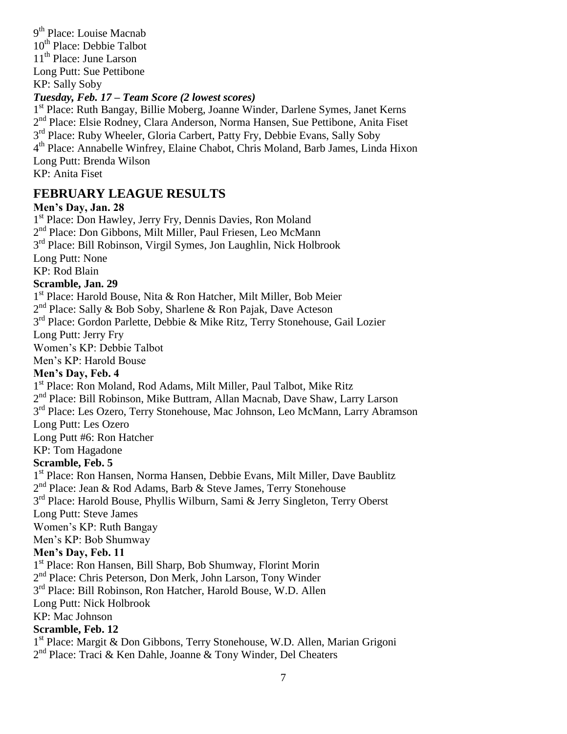9th Place: Louise Macnab  
10th Place: Debbie Talbot  
11th Place: June Larson  
Long Putt: Sue Pettibone  
KP: Sally Soby

***Tuesday, Feb. 17 – Team Score (2 lowest scores)***

1st Place: Ruth Bangay, Billie Moberg, Joanne Winder, Darlene Symes, Janet Kerns  
2nd Place: Elsie Rodney, Clara Anderson, Norma Hansen, Sue Pettibone, Anita Fiset  
3rd Place: Ruby Wheeler, Gloria Carbert, Patty Fry, Debbie Evans, Sally Soby  
4th Place: Annabelle Winfrey, Elaine Chabot, Chris Moland, Barb James, Linda Hixon  
Long Putt: Brenda Wilson  
KP: Anita Fiset

## FEBRUARY LEAGUE RESULTS

**Men's Day, Jan. 28**

1st Place: Don Hawley, Jerry Fry, Dennis Davies, Ron Moland  
2nd Place: Don Gibbons, Milt Miller, Paul Friesen, Leo McMann  
3rd Place: Bill Robinson, Virgil Symes, Jon Laughlin, Nick Holbrook  
Long Putt: None  
KP: Rod Blain

**Scramble, Jan. 29**

1st Place: Harold Bouse, Nita & Ron Hatcher, Milt Miller, Bob Meier  
2nd Place: Sally & Bob Soby, Sharlene & Ron Pajak, Dave Acteson  
3rd Place: Gordon Parlette, Debbie & Mike Ritz, Terry Stonehouse, Gail Lozier  
Long Putt: Jerry Fry  
Women's KP: Debbie Talbot  
Men's KP: Harold Bouse

**Men's Day, Feb. 4**

1st Place: Ron Moland, Rod Adams, Milt Miller, Paul Talbot, Mike Ritz  
2nd Place: Bill Robinson, Mike Buttram, Allan Macnab, Dave Shaw, Larry Larson  
3rd Place: Les Ozero, Terry Stonehouse, Mac Johnson, Leo McMann, Larry Abramson  
Long Putt: Les Ozero  
Long Putt #6: Ron Hatcher  
KP: Tom Hagadone

**Scramble, Feb. 5**

1st Place: Ron Hansen, Norma Hansen, Debbie Evans, Milt Miller, Dave Baublitz  
2nd Place: Jean & Rod Adams, Barb & Steve James, Terry Stonehouse  
3rd Place: Harold Bouse, Phyllis Wilburn, Sami & Jerry Singleton, Terry Oberst  
Long Putt: Steve James  
Women's KP: Ruth Bangay  
Men's KP: Bob Shumway

**Men's Day, Feb. 11**

1st Place: Ron Hansen, Bill Sharp, Bob Shumway, Florint Morin  
2nd Place: Chris Peterson, Don Merk, John Larson, Tony Winder  
3rd Place: Bill Robinson, Ron Hatcher, Harold Bouse, W.D. Allen  
Long Putt: Nick Holbrook  
KP: Mac Johnson

**Scramble, Feb. 12**

1st Place: Margit & Don Gibbons, Terry Stonehouse, W.D. Allen, Marian Grigoni  
2nd Place: Traci & Ken Dahle, Joanne & Tony Winder, Del Cheaters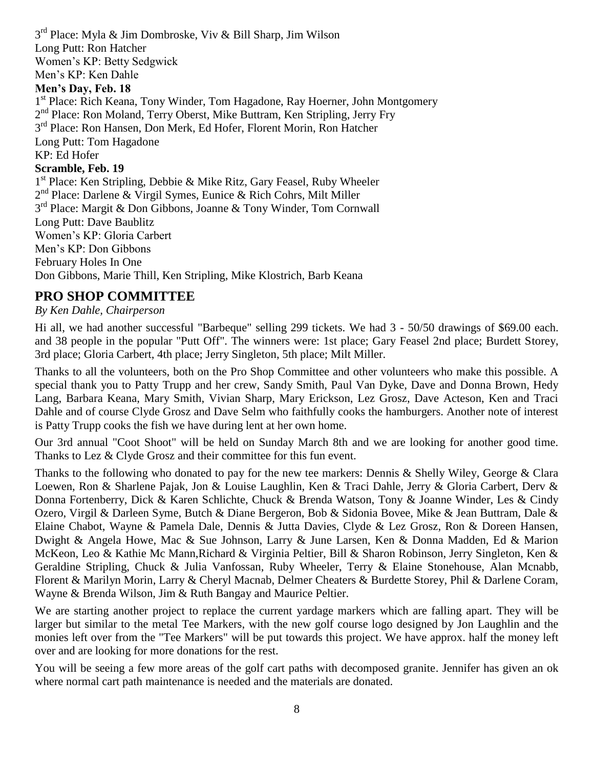3rd Place: Myla & Jim Dombroske, Viv & Bill Sharp, Jim Wilson
Long Putt: Ron Hatcher
Women's KP: Betty Sedgwick
Men's KP: Ken Dahle

**Men's Day, Feb. 18**

1st Place: Rich Keana, Tony Winder, Tom Hagadone, Ray Hoerner, John Montgomery
2nd Place: Ron Moland, Terry Oberst, Mike Buttram, Ken Stripling, Jerry Fry
3rd Place: Ron Hansen, Don Merk, Ed Hofer, Florent Morin, Ron Hatcher
Long Putt: Tom Hagadone
KP: Ed Hofer

**Scramble, Feb. 19**

1st Place: Ken Stripling, Debbie & Mike Ritz, Gary Feasel, Ruby Wheeler
2nd Place: Darlene & Virgil Symes, Eunice & Rich Cohrs, Milt Miller
3rd Place: Margit & Don Gibbons, Joanne & Tony Winder, Tom Cornwall
Long Putt: Dave Baublitz
Women's KP: Gloria Carbert
Men's KP: Don Gibbons
February Holes In One
Don Gibbons, Marie Thill, Ken Stripling, Mike Klostrich, Barb Keana

## PRO SHOP COMMITTEE

*By Ken Dahle, Chairperson*

Hi all, we had another successful "Barbeque" selling 299 tickets. We had 3 - 50/50 drawings of $69.00 each. and 38 people in the popular "Putt Off". The winners were: 1st place; Gary Feasel 2nd place; Burdett Storey, 3rd place; Gloria Carbert, 4th place; Jerry Singleton, 5th place; Milt Miller.

Thanks to all the volunteers, both on the Pro Shop Committee and other volunteers who make this possible. A special thank you to Patty Trupp and her crew, Sandy Smith, Paul Van Dyke, Dave and Donna Brown, Hedy Lang, Barbara Keana, Mary Smith, Vivian Sharp, Mary Erickson, Lez Grosz, Dave Acteson, Ken and Traci Dahle and of course Clyde Grosz and Dave Selm who faithfully cooks the hamburgers. Another note of interest is Patty Trupp cooks the fish we have during lent at her own home.

Our 3rd annual "Coot Shoot" will be held on Sunday March 8th and we are looking for another good time. Thanks to Lez & Clyde Grosz and their committee for this fun event.

Thanks to the following who donated to pay for the new tee markers: Dennis & Shelly Wiley, George & Clara Loewen, Ron & Sharlene Pajak, Jon & Louise Laughlin, Ken & Traci Dahle, Jerry & Gloria Carbert, Derv & Donna Fortenberry, Dick & Karen Schlichte, Chuck & Brenda Watson, Tony & Joanne Winder, Les & Cindy Ozero, Virgil & Darleen Syme, Butch & Diane Bergeron, Bob & Sidonia Bovee, Mike & Jean Buttram, Dale & Elaine Chabot, Wayne & Pamela Dale, Dennis & Jutta Davies, Clyde & Lez Grosz, Ron & Doreen Hansen, Dwight & Angela Howe, Mac & Sue Johnson, Larry & June Larsen, Ken & Donna Madden, Ed & Marion McKeon, Leo & Kathie Mc Mann,Richard & Virginia Peltier, Bill & Sharon Robinson, Jerry Singleton, Ken & Geraldine Stripling, Chuck & Julia Vanfossan, Ruby Wheeler, Terry & Elaine Stonehouse, Alan Mcnabb, Florent & Marilyn Morin, Larry & Cheryl Macnab, Delmer Cheaters & Burdette Storey, Phil & Darlene Coram, Wayne & Brenda Wilson, Jim & Ruth Bangay and Maurice Peltier.

We are starting another project to replace the current yardage markers which are falling apart. They will be larger but similar to the metal Tee Markers, with the new golf course logo designed by Jon Laughlin and the monies left over from the "Tee Markers" will be put towards this project. We have approx. half the money left over and are looking for more donations for the rest.

You will be seeing a few more areas of the golf cart paths with decomposed granite. Jennifer has given an ok where normal cart path maintenance is needed and the materials are donated.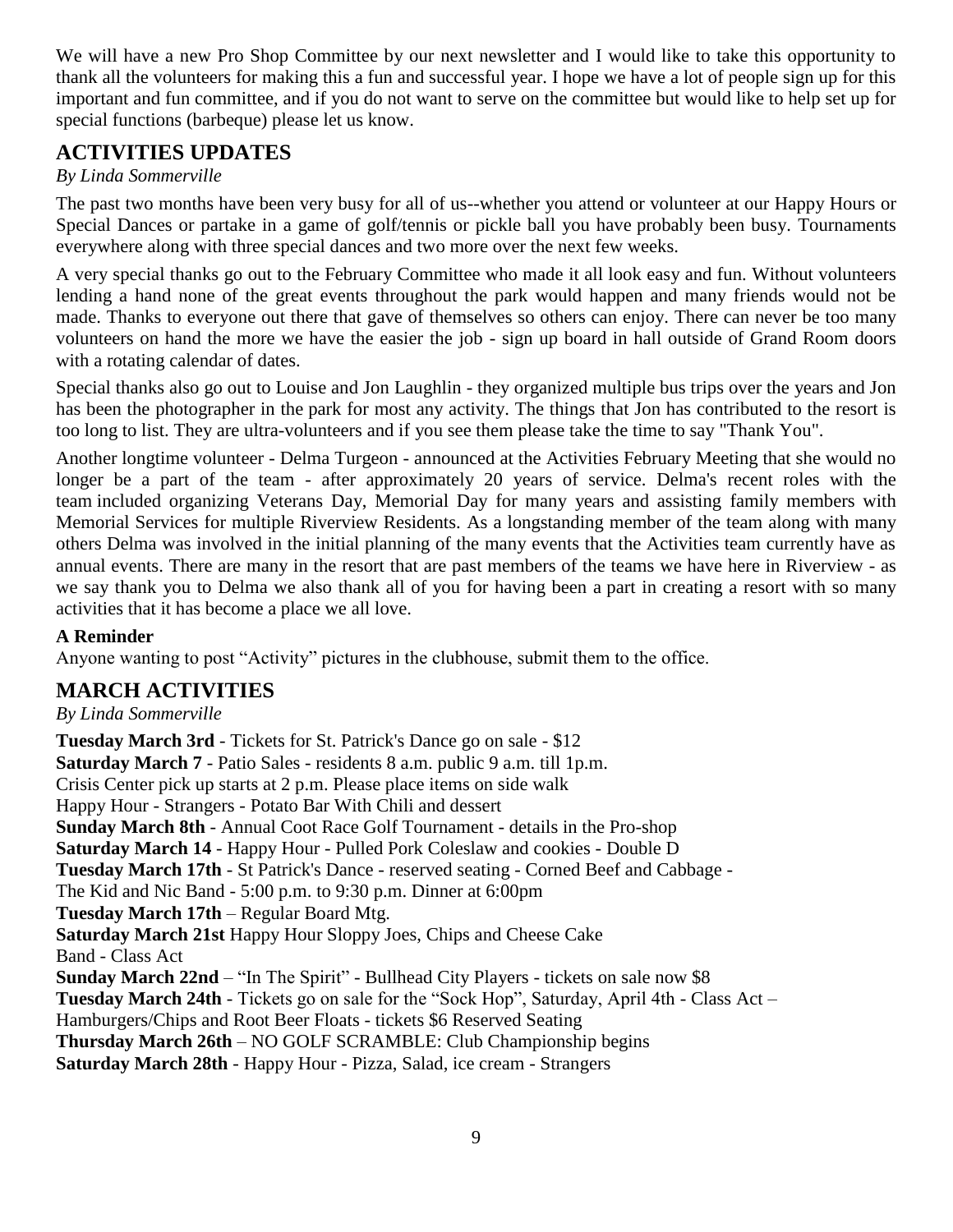We will have a new Pro Shop Committee by our next newsletter and I would like to take this opportunity to thank all the volunteers for making this a fun and successful year. I hope we have a lot of people sign up for this important and fun committee, and if you do not want to serve on the committee but would like to help set up for special functions (barbeque) please let us know.

## ACTIVITIES UPDATES

*By Linda Sommerville*

The past two months have been very busy for all of us--whether you attend or volunteer at our Happy Hours or Special Dances or partake in a game of golf/tennis or pickle ball you have probably been busy. Tournaments everywhere along with three special dances and two more over the next few weeks.

A very special thanks go out to the February Committee who made it all look easy and fun. Without volunteers lending a hand none of the great events throughout the park would happen and many friends would not be made. Thanks to everyone out there that gave of themselves so others can enjoy. There can never be too many volunteers on hand the more we have the easier the job - sign up board in hall outside of Grand Room doors with a rotating calendar of dates.

Special thanks also go out to Louise and Jon Laughlin - they organized multiple bus trips over the years and Jon has been the photographer in the park for most any activity. The things that Jon has contributed to the resort is too long to list. They are ultra-volunteers and if you see them please take the time to say "Thank You".

Another longtime volunteer - Delma Turgeon - announced at the Activities February Meeting that she would no longer be a part of the team - after approximately 20 years of service. Delma's recent roles with the team included organizing Veterans Day, Memorial Day for many years and assisting family members with Memorial Services for multiple Riverview Residents. As a longstanding member of the team along with many others Delma was involved in the initial planning of the many events that the Activities team currently have as annual events. There are many in the resort that are past members of the teams we have here in Riverview - as we say thank you to Delma we also thank all of you for having been a part in creating a resort with so many activities that it has become a place we all love.

**A Reminder**

Anyone wanting to post "Activity" pictures in the clubhouse, submit them to the office.

## MARCH ACTIVITIES

*By Linda Sommerville*

**Tuesday March 3rd** - Tickets for St. Patrick's Dance go on sale - $12
**Saturday March 7** - Patio Sales - residents 8 a.m. public 9 a.m. till 1p.m.
Crisis Center pick up starts at 2 p.m. Please place items on side walk
Happy Hour - Strangers - Potato Bar With Chili and dessert
**Sunday March 8th** - Annual Coot Race Golf Tournament - details in the Pro-shop
**Saturday March 14** - Happy Hour - Pulled Pork Coleslaw and cookies - Double D
**Tuesday March 17th** - St Patrick's Dance - reserved seating - Corned Beef and Cabbage -
The Kid and Nic Band - 5:00 p.m. to 9:30 p.m. Dinner at 6:00pm
**Tuesday March 17th** – Regular Board Mtg.
**Saturday March 21st** Happy Hour Sloppy Joes, Chips and Cheese Cake
Band - Class Act
**Sunday March 22nd** – "In The Spirit" - Bullhead City Players - tickets on sale now $8
**Tuesday March 24th** - Tickets go on sale for the "Sock Hop", Saturday, April 4th - Class Act –
Hamburgers/Chips and Root Beer Floats - tickets $6 Reserved Seating
**Thursday March 26th** – NO GOLF SCRAMBLE: Club Championship begins
**Saturday March 28th** - Happy Hour - Pizza, Salad, ice cream - Strangers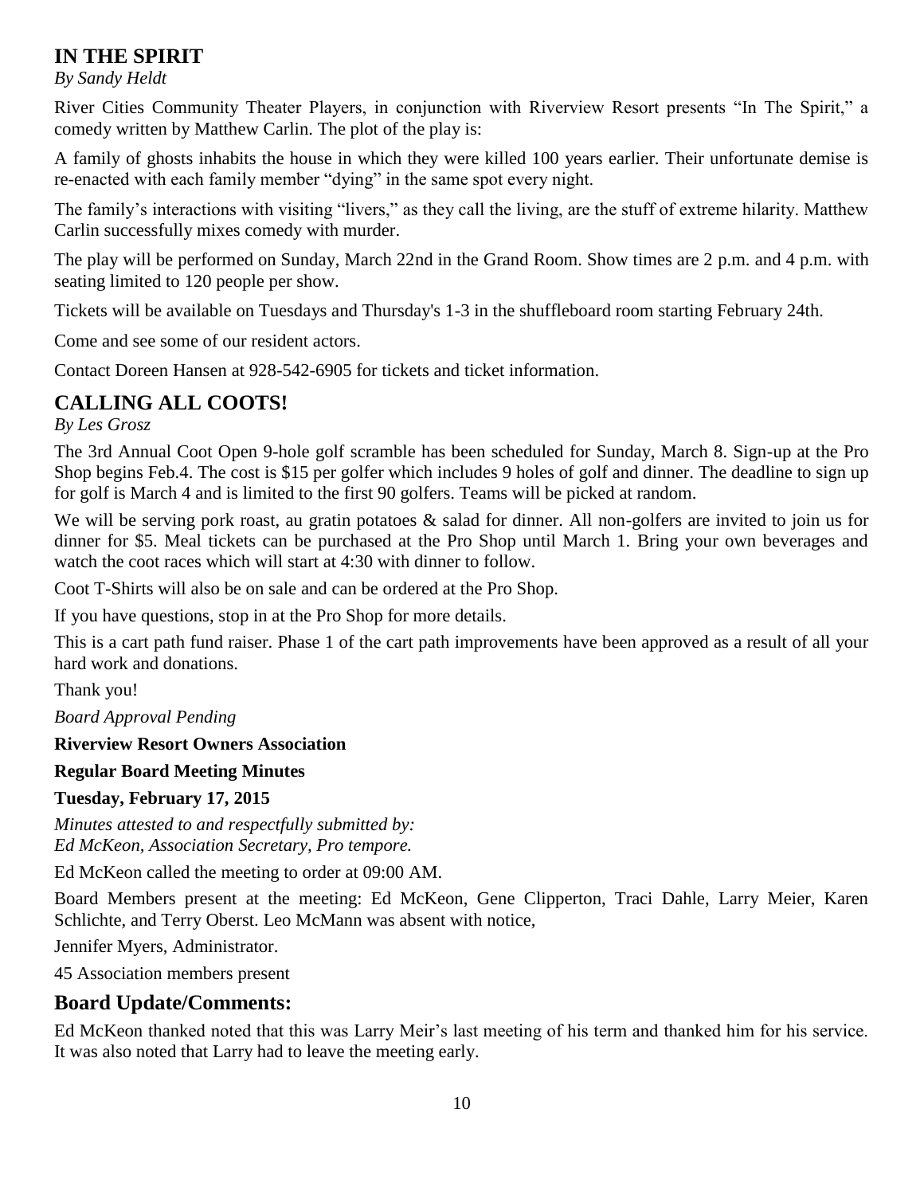## IN THE SPIRIT

*By Sandy Heldt*

River Cities Community Theater Players, in conjunction with Riverview Resort presents "In The Spirit," a comedy written by Matthew Carlin. The plot of the play is:

A family of ghosts inhabits the house in which they were killed 100 years earlier. Their unfortunate demise is re-enacted with each family member "dying" in the same spot every night.

The family's interactions with visiting "livers," as they call the living, are the stuff of extreme hilarity. Matthew Carlin successfully mixes comedy with murder.

The play will be performed on Sunday, March 22nd in the Grand Room. Show times are 2 p.m. and 4 p.m. with seating limited to 120 people per show.

Tickets will be available on Tuesdays and Thursday's 1-3 in the shuffleboard room starting February 24th.

Come and see some of our resident actors.

Contact Doreen Hansen at 928-542-6905 for tickets and ticket information.

## CALLING ALL COOTS!

*By Les Grosz*

The 3rd Annual Coot Open 9-hole golf scramble has been scheduled for Sunday, March 8. Sign-up at the Pro Shop begins Feb.4. The cost is $15 per golfer which includes 9 holes of golf and dinner. The deadline to sign up for golf is March 4 and is limited to the first 90 golfers. Teams will be picked at random.

We will be serving pork roast, au gratin potatoes & salad for dinner. All non-golfers are invited to join us for dinner for $5. Meal tickets can be purchased at the Pro Shop until March 1. Bring your own beverages and watch the coot races which will start at 4:30 with dinner to follow.

Coot T-Shirts will also be on sale and can be ordered at the Pro Shop.

If you have questions, stop in at the Pro Shop for more details.

This is a cart path fund raiser. Phase 1 of the cart path improvements have been approved as a result of all your hard work and donations.

Thank you!

*Board Approval Pending*

**Riverview Resort Owners Association**

**Regular Board Meeting Minutes**

**Tuesday, February 17, 2015**

*Minutes attested to and respectfully submitted by:*
*Ed McKeon, Association Secretary, Pro tempore.*

Ed McKeon called the meeting to order at 09:00 AM.

Board Members present at the meeting: Ed McKeon, Gene Clipperton, Traci Dahle, Larry Meier, Karen Schlichte, and Terry Oberst. Leo McMann was absent with notice,

Jennifer Myers, Administrator.

45 Association members present

## Board Update/Comments:

Ed McKeon thanked noted that this was Larry Meir's last meeting of his term and thanked him for his service. It was also noted that Larry had to leave the meeting early.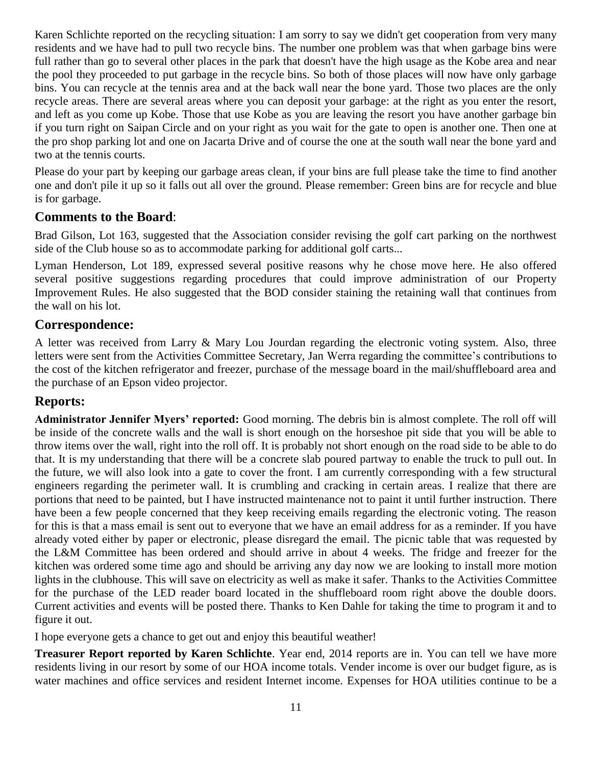Karen Schlichte reported on the recycling situation: I am sorry to say we didn't get cooperation from very many residents and we have had to pull two recycle bins. The number one problem was that when garbage bins were full rather than go to several other places in the park that doesn't have the high usage as the Kobe area and near the pool they proceeded to put garbage in the recycle bins. So both of those places will now have only garbage bins. You can recycle at the tennis area and at the back wall near the bone yard. Those two places are the only recycle areas. There are several areas where you can deposit your garbage: at the right as you enter the resort, and left as you come up Kobe. Those that use Kobe as you are leaving the resort you have another garbage bin if you turn right on Saipan Circle and on your right as you wait for the gate to open is another one. Then one at the pro shop parking lot and one on Jacarta Drive and of course the one at the south wall near the bone yard and two at the tennis courts.

Please do your part by keeping our garbage areas clean, if your bins are full please take the time to find another one and don't pile it up so it falls out all over the ground. Please remember: Green bins are for recycle and blue is for garbage.

## **Comments to the Board**:

Brad Gilson, Lot 163, suggested that the Association consider revising the golf cart parking on the northwest side of the Club house so as to accommodate parking for additional golf carts...

Lyman Henderson, Lot 189, expressed several positive reasons why he chose move here. He also offered several positive suggestions regarding procedures that could improve administration of our Property Improvement Rules. He also suggested that the BOD consider staining the retaining wall that continues from the wall on his lot.

## **Correspondence:**

A letter was received from Larry & Mary Lou Jourdan regarding the electronic voting system. Also, three letters were sent from the Activities Committee Secretary, Jan Werra regarding the committee's contributions to the cost of the kitchen refrigerator and freezer, purchase of the message board in the mail/shuffleboard area and the purchase of an Epson video projector.

## **Reports:**

**Administrator Jennifer Myers' reported:** Good morning. The debris bin is almost complete. The roll off will be inside of the concrete walls and the wall is short enough on the horseshoe pit side that you will be able to throw items over the wall, right into the roll off. It is probably not short enough on the road side to be able to do that. It is my understanding that there will be a concrete slab poured partway to enable the truck to pull out. In the future, we will also look into a gate to cover the front. I am currently corresponding with a few structural engineers regarding the perimeter wall. It is crumbling and cracking in certain areas. I realize that there are portions that need to be painted, but I have instructed maintenance not to paint it until further instruction. There have been a few people concerned that they keep receiving emails regarding the electronic voting. The reason for this is that a mass email is sent out to everyone that we have an email address for as a reminder. If you have already voted either by paper or electronic, please disregard the email. The picnic table that was requested by the L&M Committee has been ordered and should arrive in about 4 weeks. The fridge and freezer for the kitchen was ordered some time ago and should be arriving any day now we are looking to install more motion lights in the clubhouse. This will save on electricity as well as make it safer. Thanks to the Activities Committee for the purchase of the LED reader board located in the shuffleboard room right above the double doors. Current activities and events will be posted there. Thanks to Ken Dahle for taking the time to program it and to figure it out.

I hope everyone gets a chance to get out and enjoy this beautiful weather!

**Treasurer Report reported by Karen Schlichte**. Year end, 2014 reports are in. You can tell we have more residents living in our resort by some of our HOA income totals. Vender income is over our budget figure, as is water machines and office services and resident Internet income. Expenses for HOA utilities continue to be a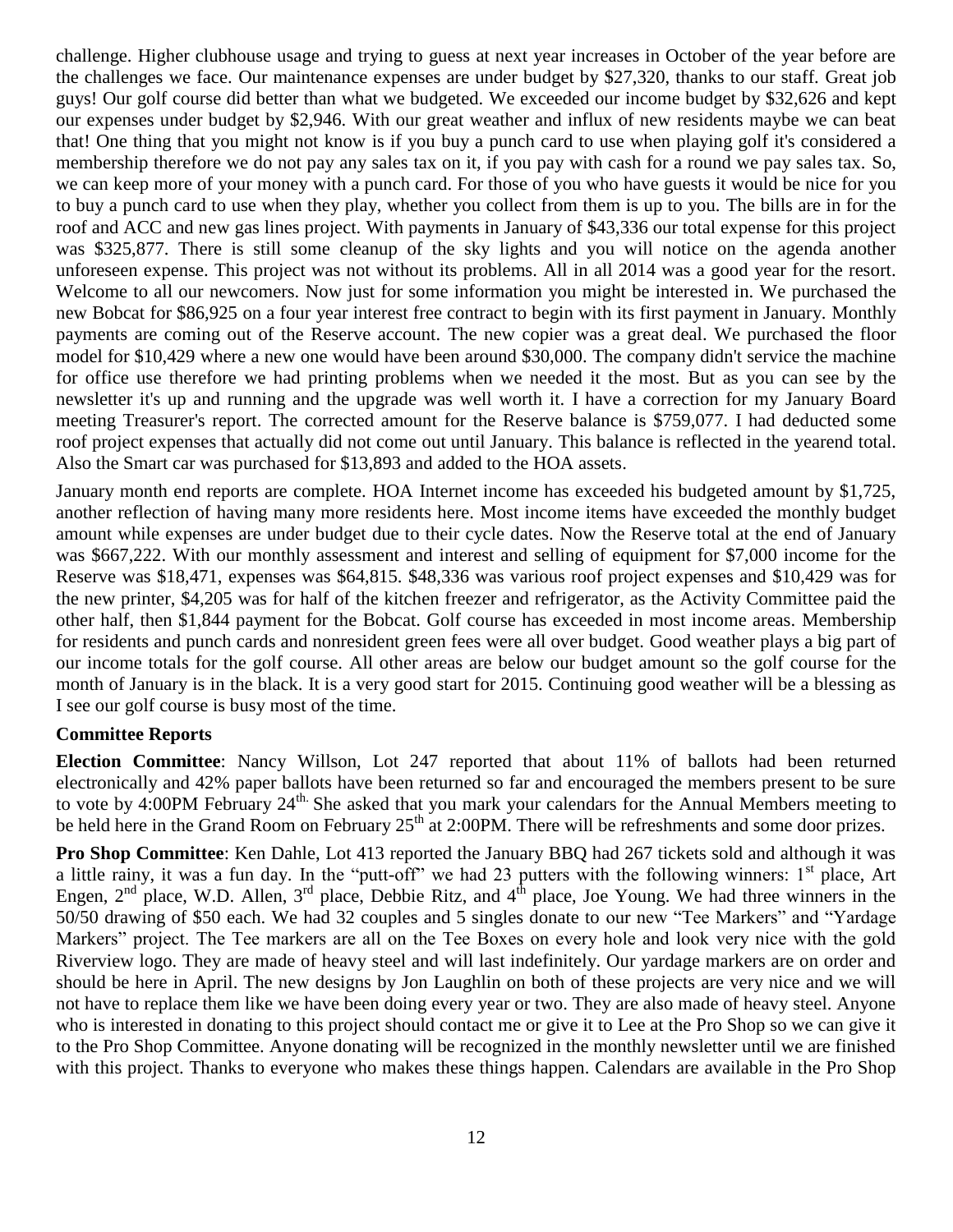challenge. Higher clubhouse usage and trying to guess at next year increases in October of the year before are the challenges we face. Our maintenance expenses are under budget by $27,320, thanks to our staff. Great job guys! Our golf course did better than what we budgeted. We exceeded our income budget by $32,626 and kept our expenses under budget by $2,946. With our great weather and influx of new residents maybe we can beat that! One thing that you might not know is if you buy a punch card to use when playing golf it's considered a membership therefore we do not pay any sales tax on it, if you pay with cash for a round we pay sales tax. So, we can keep more of your money with a punch card. For those of you who have guests it would be nice for you to buy a punch card to use when they play, whether you collect from them is up to you. The bills are in for the roof and ACC and new gas lines project. With payments in January of $43,336 our total expense for this project was $325,877. There is still some cleanup of the sky lights and you will notice on the agenda another unforeseen expense. This project was not without its problems. All in all 2014 was a good year for the resort. Welcome to all our newcomers. Now just for some information you might be interested in. We purchased the new Bobcat for $86,925 on a four year interest free contract to begin with its first payment in January. Monthly payments are coming out of the Reserve account. The new copier was a great deal. We purchased the floor model for $10,429 where a new one would have been around $30,000. The company didn't service the machine for office use therefore we had printing problems when we needed it the most. But as you can see by the newsletter it's up and running and the upgrade was well worth it. I have a correction for my January Board meeting Treasurer's report. The corrected amount for the Reserve balance is $759,077. I had deducted some roof project expenses that actually did not come out until January. This balance is reflected in the yearend total. Also the Smart car was purchased for $13,893 and added to the HOA assets.

January month end reports are complete. HOA Internet income has exceeded his budgeted amount by $1,725, another reflection of having many more residents here. Most income items have exceeded the monthly budget amount while expenses are under budget due to their cycle dates. Now the Reserve total at the end of January was $667,222. With our monthly assessment and interest and selling of equipment for $7,000 income for the Reserve was $18,471, expenses was $64,815. $48,336 was various roof project expenses and $10,429 was for the new printer, $4,205 was for half of the kitchen freezer and refrigerator, as the Activity Committee paid the other half, then $1,844 payment for the Bobcat. Golf course has exceeded in most income areas. Membership for residents and punch cards and nonresident green fees were all over budget. Good weather plays a big part of our income totals for the golf course. All other areas are below our budget amount so the golf course for the month of January is in the black. It is a very good start for 2015. Continuing good weather will be a blessing as I see our golf course is busy most of the time.

**Committee Reports**

**Election Committee**: Nancy Willson, Lot 247 reported that about 11% of ballots had been returned electronically and 42% paper ballots have been returned so far and encouraged the members present to be sure to vote by 4:00PM February 24th. She asked that you mark your calendars for the Annual Members meeting to be held here in the Grand Room on February 25th at 2:00PM. There will be refreshments and some door prizes.

**Pro Shop Committee**: Ken Dahle, Lot 413 reported the January BBQ had 267 tickets sold and although it was a little rainy, it was a fun day. In the "putt-off" we had 23 putters with the following winners: 1st place, Art Engen, 2nd place, W.D. Allen, 3rd place, Debbie Ritz, and 4th place, Joe Young. We had three winners in the 50/50 drawing of $50 each. We had 32 couples and 5 singles donate to our new "Tee Markers" and "Yardage Markers" project. The Tee markers are all on the Tee Boxes on every hole and look very nice with the gold Riverview logo. They are made of heavy steel and will last indefinitely. Our yardage markers are on order and should be here in April. The new designs by Jon Laughlin on both of these projects are very nice and we will not have to replace them like we have been doing every year or two. They are also made of heavy steel. Anyone who is interested in donating to this project should contact me or give it to Lee at the Pro Shop so we can give it to the Pro Shop Committee. Anyone donating will be recognized in the monthly newsletter until we are finished with this project. Thanks to everyone who makes these things happen. Calendars are available in the Pro Shop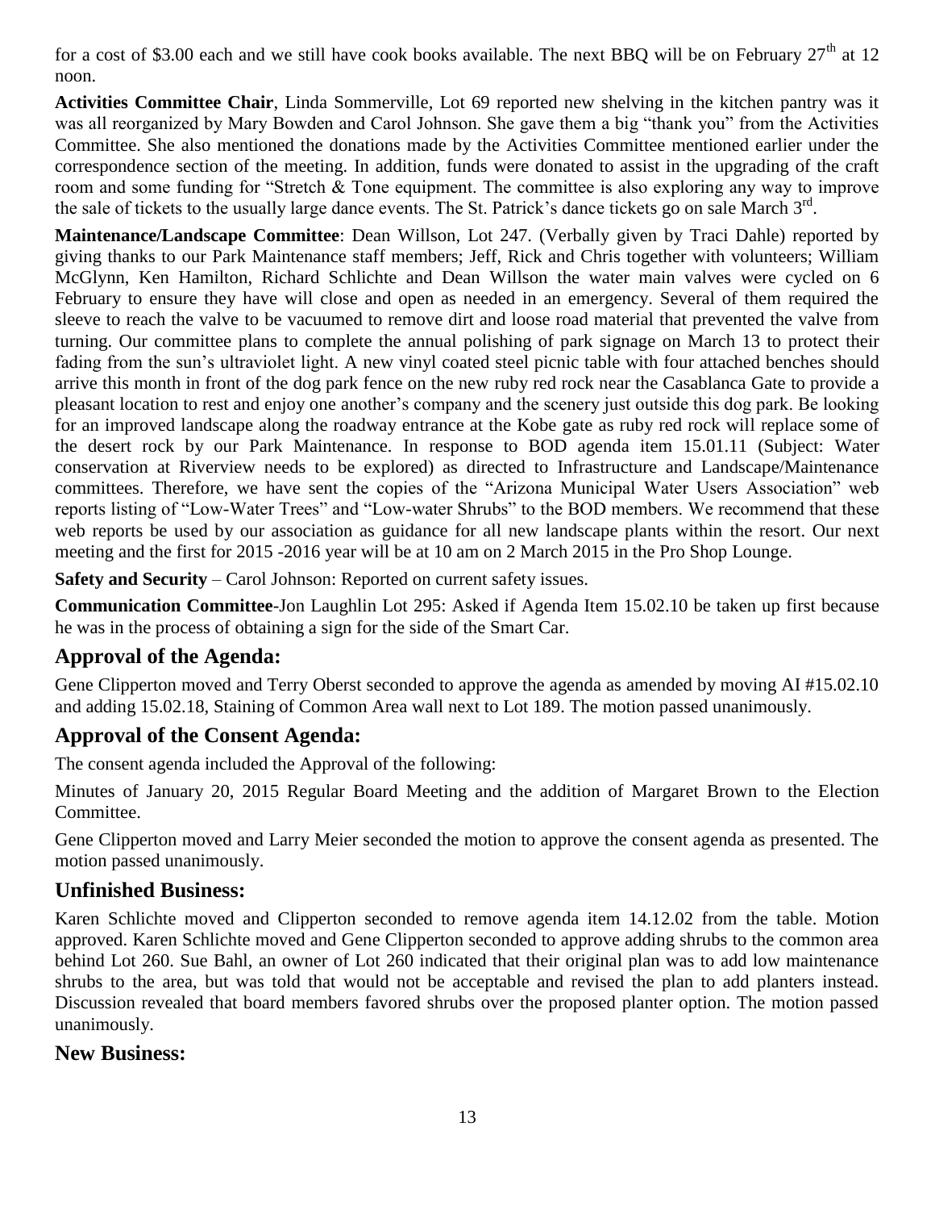for a cost of $3.00 each and we still have cook books available. The next BBQ will be on February 27th at 12 noon.

**Activities Committee Chair**, Linda Sommerville, Lot 69 reported new shelving in the kitchen pantry was it was all reorganized by Mary Bowden and Carol Johnson. She gave them a big "thank you" from the Activities Committee. She also mentioned the donations made by the Activities Committee mentioned earlier under the correspondence section of the meeting. In addition, funds were donated to assist in the upgrading of the craft room and some funding for "Stretch & Tone equipment. The committee is also exploring any way to improve the sale of tickets to the usually large dance events. The St. Patrick's dance tickets go on sale March 3rd.

**Maintenance/Landscape Committee**: Dean Willson, Lot 247. (Verbally given by Traci Dahle) reported by giving thanks to our Park Maintenance staff members; Jeff, Rick and Chris together with volunteers; William McGlynn, Ken Hamilton, Richard Schlichte and Dean Willson the water main valves were cycled on 6 February to ensure they have will close and open as needed in an emergency. Several of them required the sleeve to reach the valve to be vacuumed to remove dirt and loose road material that prevented the valve from turning. Our committee plans to complete the annual polishing of park signage on March 13 to protect their fading from the sun's ultraviolet light. A new vinyl coated steel picnic table with four attached benches should arrive this month in front of the dog park fence on the new ruby red rock near the Casablanca Gate to provide a pleasant location to rest and enjoy one another's company and the scenery just outside this dog park. Be looking for an improved landscape along the roadway entrance at the Kobe gate as ruby red rock will replace some of the desert rock by our Park Maintenance. In response to BOD agenda item 15.01.11 (Subject: Water conservation at Riverview needs to be explored) as directed to Infrastructure and Landscape/Maintenance committees. Therefore, we have sent the copies of the "Arizona Municipal Water Users Association" web reports listing of "Low-Water Trees" and "Low-water Shrubs" to the BOD members. We recommend that these web reports be used by our association as guidance for all new landscape plants within the resort. Our next meeting and the first for 2015 -2016 year will be at 10 am on 2 March 2015 in the Pro Shop Lounge.

**Safety and Security** – Carol Johnson: Reported on current safety issues.

**Communication Committee**-Jon Laughlin Lot 295: Asked if Agenda Item 15.02.10 be taken up first because he was in the process of obtaining a sign for the side of the Smart Car.

## Approval of the Agenda:

Gene Clipperton moved and Terry Oberst seconded to approve the agenda as amended by moving AI #15.02.10 and adding 15.02.18, Staining of Common Area wall next to Lot 189. The motion passed unanimously.

## Approval of the Consent Agenda:

The consent agenda included the Approval of the following:

Minutes of January 20, 2015 Regular Board Meeting and the addition of Margaret Brown to the Election Committee.

Gene Clipperton moved and Larry Meier seconded the motion to approve the consent agenda as presented. The motion passed unanimously.

## Unfinished Business:

Karen Schlichte moved and Clipperton seconded to remove agenda item 14.12.02 from the table. Motion approved. Karen Schlichte moved and Gene Clipperton seconded to approve adding shrubs to the common area behind Lot 260. Sue Bahl, an owner of Lot 260 indicated that their original plan was to add low maintenance shrubs to the area, but was told that would not be acceptable and revised the plan to add planters instead. Discussion revealed that board members favored shrubs over the proposed planter option. The motion passed unanimously.

## New Business: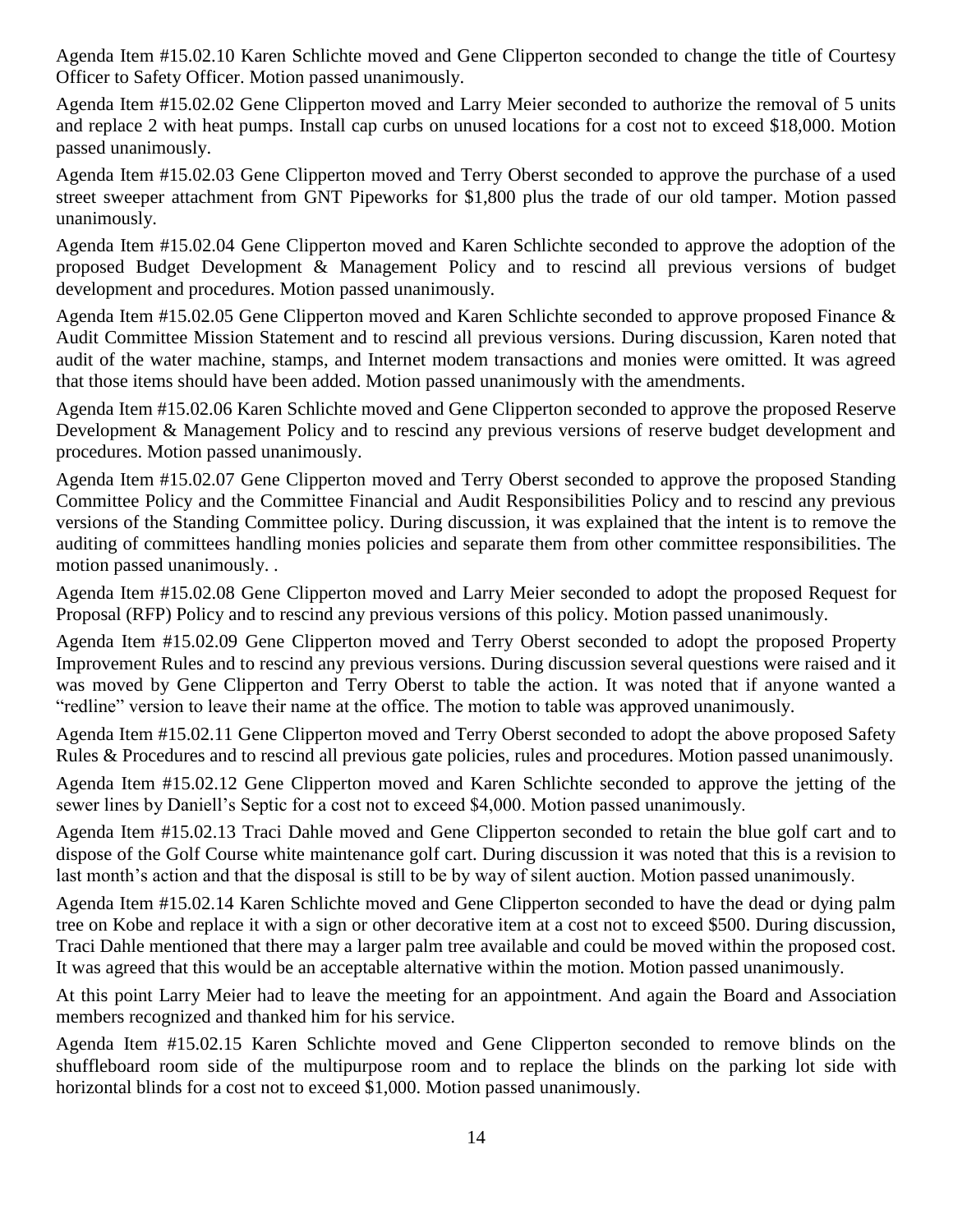Agenda Item #15.02.10 Karen Schlichte moved and Gene Clipperton seconded to change the title of Courtesy Officer to Safety Officer. Motion passed unanimously.

Agenda Item #15.02.02 Gene Clipperton moved and Larry Meier seconded to authorize the removal of 5 units and replace 2 with heat pumps. Install cap curbs on unused locations for a cost not to exceed $18,000. Motion passed unanimously.

Agenda Item #15.02.03 Gene Clipperton moved and Terry Oberst seconded to approve the purchase of a used street sweeper attachment from GNT Pipeworks for $1,800 plus the trade of our old tamper. Motion passed unanimously.

Agenda Item #15.02.04 Gene Clipperton moved and Karen Schlichte seconded to approve the adoption of the proposed Budget Development & Management Policy and to rescind all previous versions of budget development and procedures. Motion passed unanimously.

Agenda Item #15.02.05 Gene Clipperton moved and Karen Schlichte seconded to approve proposed Finance & Audit Committee Mission Statement and to rescind all previous versions. During discussion, Karen noted that audit of the water machine, stamps, and Internet modem transactions and monies were omitted. It was agreed that those items should have been added. Motion passed unanimously with the amendments.

Agenda Item #15.02.06 Karen Schlichte moved and Gene Clipperton seconded to approve the proposed Reserve Development & Management Policy and to rescind any previous versions of reserve budget development and procedures. Motion passed unanimously.

Agenda Item #15.02.07 Gene Clipperton moved and Terry Oberst seconded to approve the proposed Standing Committee Policy and the Committee Financial and Audit Responsibilities Policy and to rescind any previous versions of the Standing Committee policy. During discussion, it was explained that the intent is to remove the auditing of committees handling monies policies and separate them from other committee responsibilities. The motion passed unanimously. .

Agenda Item #15.02.08 Gene Clipperton moved and Larry Meier seconded to adopt the proposed Request for Proposal (RFP) Policy and to rescind any previous versions of this policy. Motion passed unanimously.

Agenda Item #15.02.09 Gene Clipperton moved and Terry Oberst seconded to adopt the proposed Property Improvement Rules and to rescind any previous versions. During discussion several questions were raised and it was moved by Gene Clipperton and Terry Oberst to table the action. It was noted that if anyone wanted a "redline" version to leave their name at the office. The motion to table was approved unanimously.

Agenda Item #15.02.11 Gene Clipperton moved and Terry Oberst seconded to adopt the above proposed Safety Rules & Procedures and to rescind all previous gate policies, rules and procedures. Motion passed unanimously.

Agenda Item #15.02.12 Gene Clipperton moved and Karen Schlichte seconded to approve the jetting of the sewer lines by Daniell's Septic for a cost not to exceed $4,000. Motion passed unanimously.

Agenda Item #15.02.13 Traci Dahle moved and Gene Clipperton seconded to retain the blue golf cart and to dispose of the Golf Course white maintenance golf cart. During discussion it was noted that this is a revision to last month's action and that the disposal is still to be by way of silent auction. Motion passed unanimously.

Agenda Item #15.02.14 Karen Schlichte moved and Gene Clipperton seconded to have the dead or dying palm tree on Kobe and replace it with a sign or other decorative item at a cost not to exceed $500. During discussion, Traci Dahle mentioned that there may a larger palm tree available and could be moved within the proposed cost. It was agreed that this would be an acceptable alternative within the motion. Motion passed unanimously.

At this point Larry Meier had to leave the meeting for an appointment. And again the Board and Association members recognized and thanked him for his service.

Agenda Item #15.02.15 Karen Schlichte moved and Gene Clipperton seconded to remove blinds on the shuffleboard room side of the multipurpose room and to replace the blinds on the parking lot side with horizontal blinds for a cost not to exceed $1,000. Motion passed unanimously.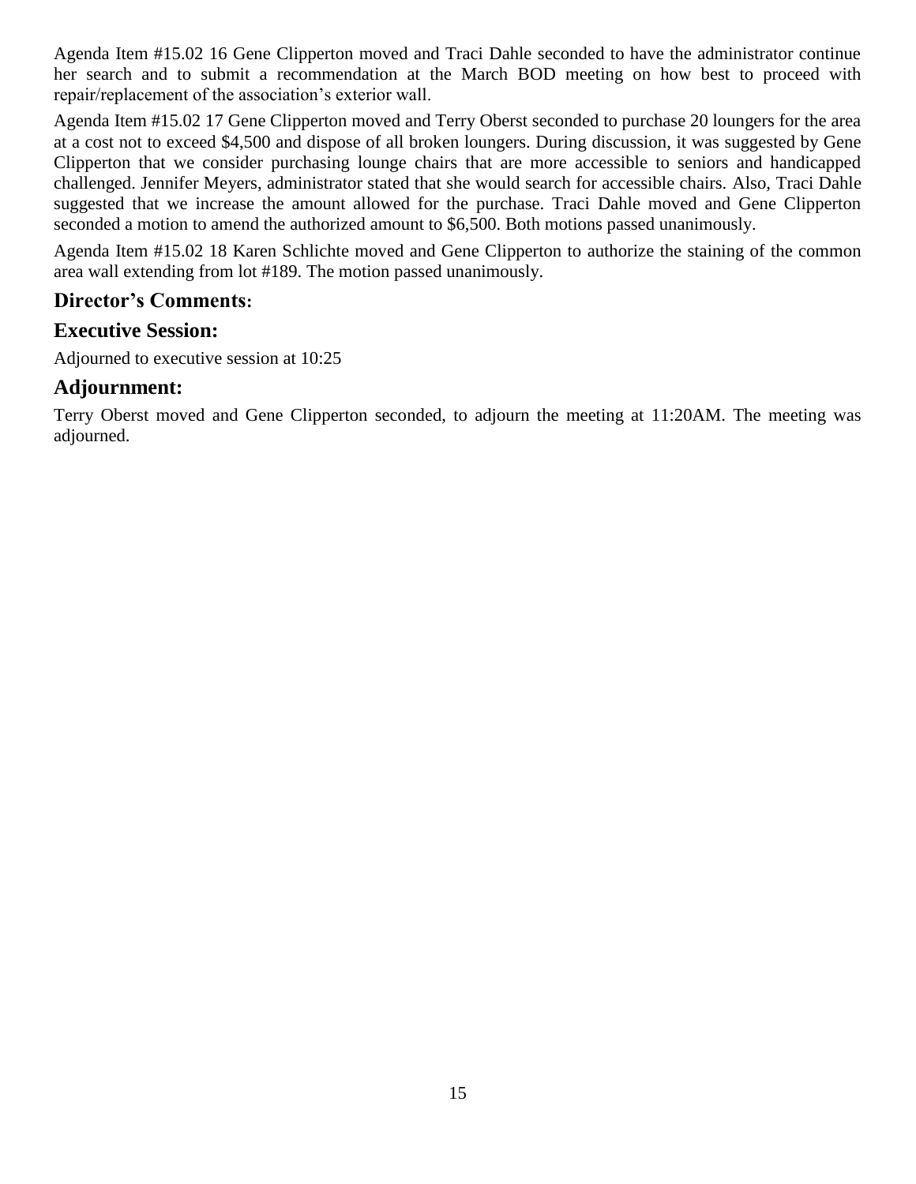Agenda Item #15.02 16 Gene Clipperton moved and Traci Dahle seconded to have the administrator continue her search and to submit a recommendation at the March BOD meeting on how best to proceed with repair/replacement of the association's exterior wall.

Agenda Item #15.02 17 Gene Clipperton moved and Terry Oberst seconded to purchase 20 loungers for the area at a cost not to exceed $4,500 and dispose of all broken loungers. During discussion, it was suggested by Gene Clipperton that we consider purchasing lounge chairs that are more accessible to seniors and handicapped challenged. Jennifer Meyers, administrator stated that she would search for accessible chairs. Also, Traci Dahle suggested that we increase the amount allowed for the purchase. Traci Dahle moved and Gene Clipperton seconded a motion to amend the authorized amount to $6,500. Both motions passed unanimously.

Agenda Item #15.02 18 Karen Schlichte moved and Gene Clipperton to authorize the staining of the common area wall extending from lot #189. The motion passed unanimously.

## Director's Comments:

## Executive Session:

Adjourned to executive session at 10:25

## Adjournment:

Terry Oberst moved and Gene Clipperton seconded, to adjourn the meeting at 11:20AM. The meeting was adjourned.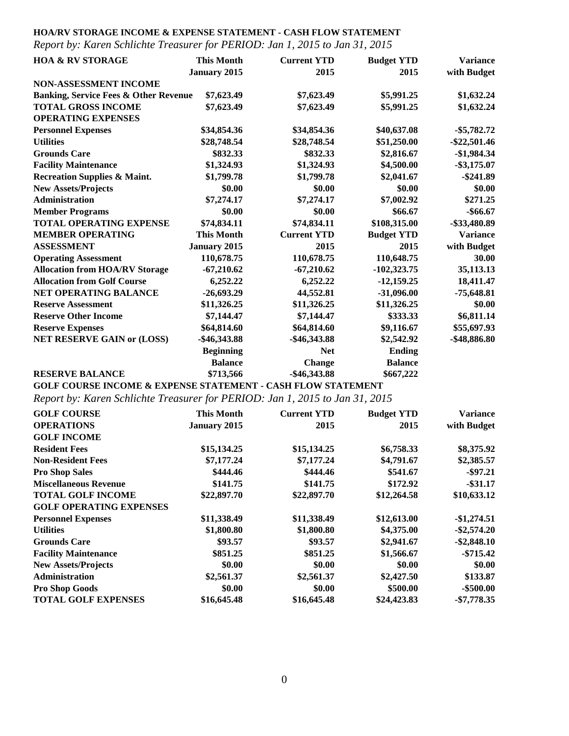**HOA/RV STORAGE INCOME & EXPENSE STATEMENT - CASH FLOW STATEMENT**

*Report by: Karen Schlichte Treasurer for PERIOD: Jan 1, 2015 to Jan 31, 2015*

| HOA & RV STORAGE | This Month January 2015 | Current YTD 2015 | Budget YTD 2015 | Variance with Budget |
|---|---|---|---|---|
| **NON-ASSESSMENT INCOME** | | | | |
| **Banking, Service Fees & Other Revenue** | $7,623.49 | $7,623.49 | $5,991.25 | $1,632.24 |
| **TOTAL GROSS INCOME** | $7,623.49 | $7,623.49 | $5,991.25 | $1,632.24 |
| **OPERATING EXPENSES** | | | | |
| **Personnel Expenses** | $34,854.36 | $34,854.36 | $40,637.08 | -$5,782.72 |
| **Utilities** | $28,748.54 | $28,748.54 | $51,250.00 | -$22,501.46 |
| **Grounds Care** | $832.33 | $832.33 | $2,816.67 | -$1,984.34 |
| **Facility Maintenance** | $1,324.93 | $1,324.93 | $4,500.00 | -$3,175.07 |
| **Recreation Supplies & Maint.** | $1,799.78 | $1,799.78 | $2,041.67 | -$241.89 |
| **New Assets/Projects** | $0.00 | $0.00 | $0.00 | $0.00 |
| **Administration** | $7,274.17 | $7,274.17 | $7,002.92 | $271.25 |
| **Member Programs** | $0.00 | $0.00 | $66.67 | -$66.67 |
| **TOTAL OPERATING EXPENSE** | $74,834.11 | $74,834.11 | $108,315.00 | -$33,480.89 |
| **MEMBER OPERATING ASSESSMENT** | **This Month January 2015** | **Current YTD 2015** | **Budget YTD 2015** | **Variance with Budget** |
| **Operating Assessment** | 110,678.75 | 110,678.75 | 110,648.75 | 30.00 |
| **Allocation from HOA/RV Storage** | -67,210.62 | -67,210.62 | -102,323.75 | 35,113.13 |
| **Allocation from Golf Course** | 6,252.22 | 6,252.22 | -12,159.25 | 18,411.47 |
| **NET OPERATING BALANCE** | -26,693.29 | 44,552.81 | -31,096.00 | -75,648.81 |
| **Reserve Assessment** | $11,326.25 | $11,326.25 | $11,326.25 | $0.00 |
| **Reserve Other Income** | $7,144.47 | $7,144.47 | $333.33 | $6,811.14 |
| **Reserve Expenses** | $64,814.60 | $64,814.60 | $9,116.67 | $55,697.93 |
| **NET RESERVE GAIN or (LOSS)** | -$46,343.88 | -$46,343.88 | $2,542.92 | -$48,886.80 |
| | **Beginning Balance** | **Net Change** | **Ending Balance** | |
| **RESERVE BALANCE** | $713,566 | -$46,343.88 | $667,222 | |

**GOLF COURSE INCOME & EXPENSE STATEMENT - CASH FLOW STATEMENT**

*Report by: Karen Schlichte Treasurer for PERIOD: Jan 1, 2015 to Jan 31, 2015*

| GOLF COURSE OPERATIONS | This Month January 2015 | Current YTD 2015 | Budget YTD 2015 | Variance with Budget |
|---|---|---|---|---|
| **GOLF INCOME** | | | | |
| **Resident Fees** | $15,134.25 | $15,134.25 | $6,758.33 | $8,375.92 |
| **Non-Resident Fees** | $7,177.24 | $7,177.24 | $4,791.67 | $2,385.57 |
| **Pro Shop Sales** | $444.46 | $444.46 | $541.67 | -$97.21 |
| **Miscellaneous Revenue** | $141.75 | $141.75 | $172.92 | -$31.17 |
| **TOTAL GOLF INCOME** | $22,897.70 | $22,897.70 | $12,264.58 | $10,633.12 |
| **GOLF OPERATING EXPENSES** | | | | |
| **Personnel Expenses** | $11,338.49 | $11,338.49 | $12,613.00 | -$1,274.51 |
| **Utilities** | $1,800.80 | $1,800.80 | $4,375.00 | -$2,574.20 |
| **Grounds Care** | $93.57 | $93.57 | $2,941.67 | -$2,848.10 |
| **Facility Maintenance** | $851.25 | $851.25 | $1,566.67 | -$715.42 |
| **New Assets/Projects** | $0.00 | $0.00 | $0.00 | $0.00 |
| **Administration** | $2,561.37 | $2,561.37 | $2,427.50 | $133.87 |
| **Pro Shop Goods** | $0.00 | $0.00 | $500.00 | -$500.00 |
| **TOTAL GOLF EXPENSES** | $16,645.48 | $16,645.48 | $24,423.83 | -$7,778.35 |